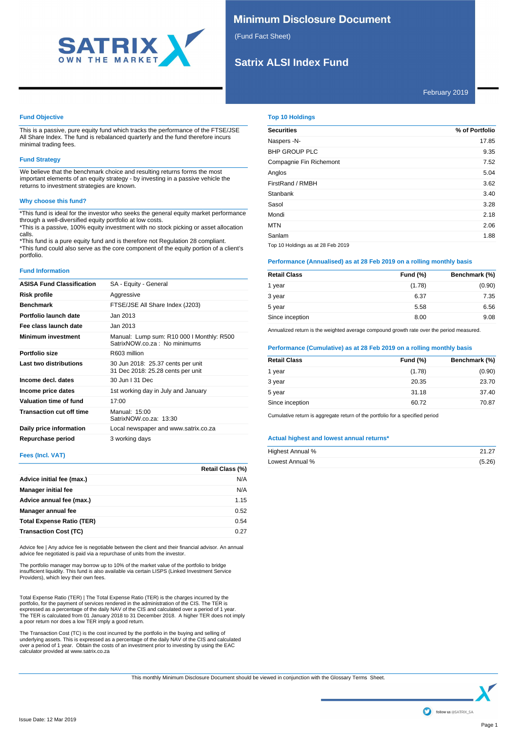# Minimum Disclosure Document

(Fund Fact Sheet)

## Satrix ALSI Index Fund

February 2019

### Fund Objective

This is a passive, pure equity fund which tracks the performance of the FTSE/JSE All Share Index. The fund is rebalanced quarterly and the fund therefore incurs minimal trading fees.

### Fund Strategy

We believe that the benchmark choice and resulting returns forms the most important elements of an equity strategy - by investing in a passive vehicle the returns to investment strategies are known.

### Why choose this fund?

*This fund is ideal for the investor who seeks the general equity market performance through a well-diversified equity portfolio at low costs.
*This is a passive, 100% equity investment with no stock picking or asset allocation calls.
*This fund is a pure equity fund and is therefore not Regulation 28 compliant.
*This fund could also serve as the core component of the equity portion of a client's portfolio.

### Fund Information

| | |
|---|---|
| **ASISA Fund Classification** | SA - Equity - General |
| **Risk profile** | Aggressive |
| **Benchmark** | FTSE/JSE All Share Index (J203) |
| **Portfolio launch date** | Jan 2013 |
| **Fee class launch date** | Jan 2013 |
| **Minimum investment** | Manual: Lump sum: R10 000 I Monthly: R500<br>SatrixNOW.co.za : No minimums |
| **Portfolio size** | R603 million |
| **Last two distributions** | 30 Jun 2018: 25.37 cents per unit<br>31 Dec 2018: 25.28 cents per unit |
| **Income decl. dates** | 30 Jun I 31 Dec |
| **Income price dates** | 1st working day in July and January |
| **Valuation time of fund** | 17:00 |
| **Transaction cut off time** | Manual: 15:00<br>SatrixNOW.co.za: 13:30 |
| **Daily price information** | Local newspaper and www.satrix.co.za |
| **Repurchase period** | 3 working days |

### Fees (Incl. VAT)

| | Retail Class (%) |
|---|---|
| **Advice initial fee (max.)** | N/A |
| **Manager initial fee** | N/A |
| **Advice annual fee (max.)** | 1.15 |
| **Manager annual fee** | 0.52 |
| **Total Expense Ratio (TER)** | 0.54 |
| **Transaction Cost (TC)** | 0.27 |

Advice fee | Any advice fee is negotiable between the client and their financial advisor. An annual advice fee negotiated is paid via a repurchase of units from the investor.

The portfolio manager may borrow up to 10% of the market value of the portfolio to bridge insufficient liquidity. This fund is also available via certain LISPS (Linked Investment Service Providers), which levy their own fees.

Total Expense Ratio (TER) | The Total Expense Ratio (TER) is the charges incurred by the portfolio, for the payment of services rendered in the administration of the CIS. The TER is expressed as a percentage of the daily NAV of the CIS and calculated over a period of 1 year. The TER is calculated from 01 January 2018 to 31 December 2018. A higher TER does not imply a poor return nor does a low TER imply a good return.

The Transaction Cost (TC) is the cost incurred by the portfolio in the buying and selling of underlying assets. This is expressed as a percentage of the daily NAV of the CIS and calculated over a period of 1 year. Obtain the costs of an investment prior to investing by using the EAC calculator provided at www.satrix.co.za

### Top 10 Holdings

| Securities | % of Portfolio |
|---|---|
| Naspers -N- | 17.85 |
| BHP GROUP PLC | 9.35 |
| Compagnie Fin Richemont | 7.52 |
| Anglos | 5.04 |
| FirstRand / RMBH | 3.62 |
| Stanbank | 3.40 |
| Sasol | 3.28 |
| Mondi | 2.18 |
| MTN | 2.06 |
| Sanlam | 1.88 |

Top 10 Holdings as at 28 Feb 2019

### Performance (Annualised) as at 28 Feb 2019 on a rolling monthly basis

| Retail Class | Fund (%) | Benchmark (%) |
|---|---|---|
| 1 year | (1.78) | (0.90) |
| 3 year | 6.37 | 7.35 |
| 5 year | 5.58 | 6.56 |
| Since inception | 8.00 | 9.08 |

Annualized return is the weighted average compound growth rate over the period measured.

### Performance (Cumulative) as at 28 Feb 2019 on a rolling monthly basis

| Retail Class | Fund (%) | Benchmark (%) |
|---|---|---|
| 1 year | (1.78) | (0.90) |
| 3 year | 20.35 | 23.70 |
| 5 year | 31.18 | 37.40 |
| Since inception | 60.72 | 70.87 |

Cumulative return is aggregate return of the portfolio for a specified period

### Actual highest and lowest annual returns*

| | |
|---|---|
| Highest Annual % | 21.27 |
| Lowest Annual % | (5.26) |

This monthly Minimum Disclosure Document should be viewed in conjunction with the Glossary Terms Sheet.

Issue Date: 12 Mar 2019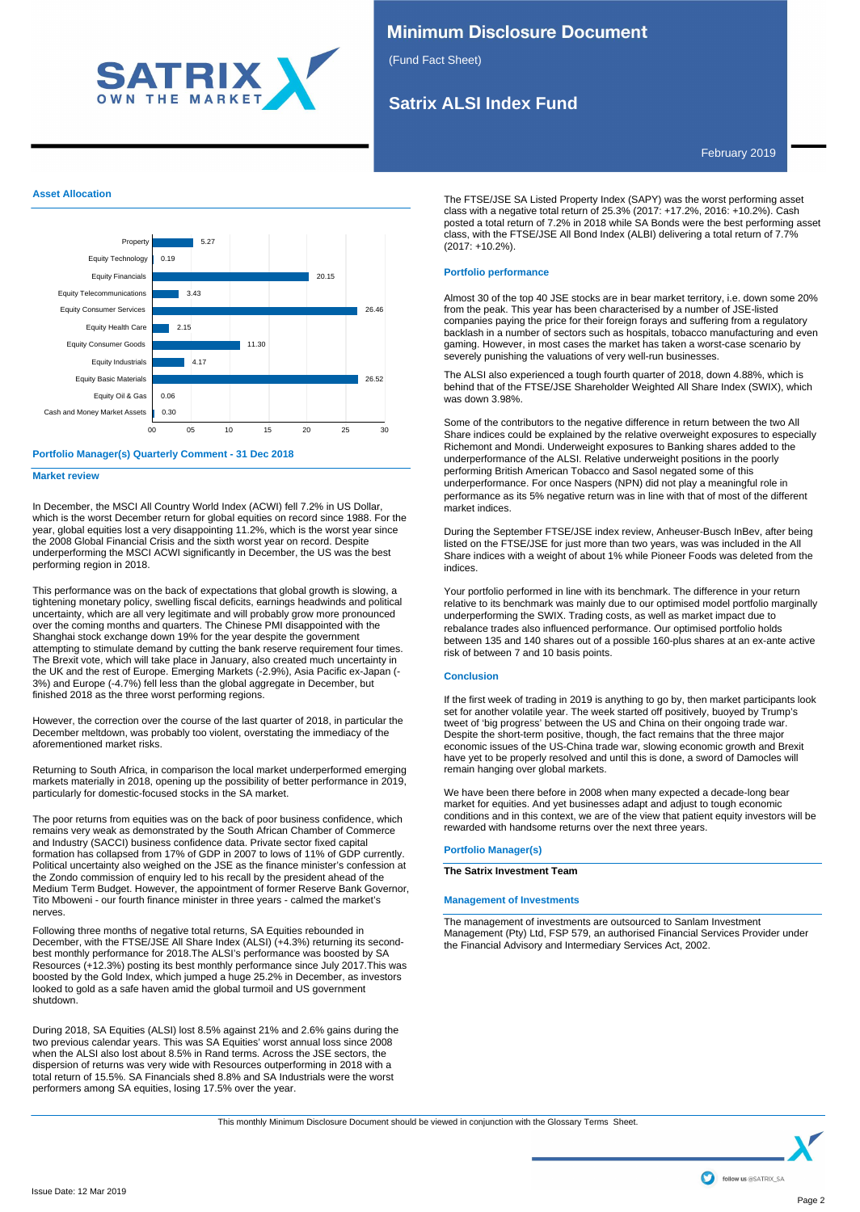# Minimum Disclosure Document

(Fund Fact Sheet)

## Satrix ALSI Index Fund

February 2019

### Asset Allocation

| Asset | % |
|---|---|
| Property | 5.27 |
| Equity Technology | 0.19 |
| Equity Financials | 20.15 |
| Equity Telecommunications | 3.43 |
| Equity Consumer Services | 26.46 |
| Equity Health Care | 2.15 |
| Equity Consumer Goods | 11.30 |
| Equity Industrials | 4.17 |
| Equity Basic Materials | 26.52 |
| Equity Oil & Gas | 0.06 |
| Cash and Money Market Assets | 0.30 |

### Portfolio Manager(s) Quarterly Comment - 31 Dec 2018

#### Market review

In December, the MSCI All Country World Index (ACWI) fell 7.2% in US Dollar, which is the worst December return for global equities on record since 1988. For the year, global equities lost a very disappointing 11.2%, which is the worst year since the 2008 Global Financial Crisis and the sixth worst year on record. Despite underperforming the MSCI ACWI significantly in December, the US was the best performing region in 2018.

This performance was on the back of expectations that global growth is slowing, a tightening monetary policy, swelling fiscal deficits, earnings headwinds and political uncertainty, which are all very legitimate and will probably grow more pronounced over the coming months and quarters. The Chinese PMI disappointed with the Shanghai stock exchange down 19% for the year despite the government attempting to stimulate demand by cutting the bank reserve requirement four times. The Brexit vote, which will take place in January, also created much uncertainty in the UK and the rest of Europe. Emerging Markets (-2.9%), Asia Pacific ex-Japan (-3%) and Europe (-4.7%) fell less than the global aggregate in December, but finished 2018 as the three worst performing regions.

However, the correction over the course of the last quarter of 2018, in particular the December meltdown, was probably too violent, overstating the immediacy of the aforementioned market risks.

Returning to South Africa, in comparison the local market underperformed emerging markets materially in 2018, opening up the possibility of better performance in 2019, particularly for domestic-focused stocks in the SA market.

The poor returns from equities was on the back of poor business confidence, which remains very weak as demonstrated by the South African Chamber of Commerce and Industry (SACCI) business confidence data. Private sector fixed capital formation has collapsed from 17% of GDP in 2007 to lows of 11% of GDP currently. Political uncertainty also weighed on the JSE as the finance minister's confession at the Zondo commission of enquiry led to his recall by the president ahead of the Medium Term Budget. However, the appointment of former Reserve Bank Governor, Tito Mboweni - our fourth finance minister in three years - calmed the market's nerves.

Following three months of negative total returns, SA Equities rebounded in December, with the FTSE/JSE All Share Index (ALSI) (+4.3%) returning its second-best monthly performance for 2018.The ALSI's performance was boosted by SA Resources (+12.3%) posting its best monthly performance since July 2017.This was boosted by the Gold Index, which jumped a huge 25.2% in December, as investors looked to gold as a safe haven amid the global turmoil and US government shutdown.

During 2018, SA Equities (ALSI) lost 8.5% against 21% and 2.6% gains during the two previous calendar years. This was SA Equities' worst annual loss since 2008 when the ALSI also lost about 8.5% in Rand terms. Across the JSE sectors, the dispersion of returns was very wide with Resources outperforming in 2018 with a total return of 15.5%. SA Financials shed 8.8% and SA Industrials were the worst performers among SA equities, losing 17.5% over the year.

The FTSE/JSE SA Listed Property Index (SAPY) was the worst performing asset class with a negative total return of 25.3% (2017: +17.2%, 2016: +10.2%). Cash posted a total return of 7.2% in 2018 while SA Bonds were the best performing asset class, with the FTSE/JSE All Bond Index (ALBI) delivering a total return of 7.7% (2017: +10.2%).

#### Portfolio performance

Almost 30 of the top 40 JSE stocks are in bear market territory, i.e. down some 20% from the peak. This year has been characterised by a number of JSE-listed companies paying the price for their foreign forays and suffering from a regulatory backlash in a number of sectors such as hospitals, tobacco manufacturing and even gaming. However, in most cases the market has taken a worst-case scenario by severely punishing the valuations of very well-run businesses.

The ALSI also experienced a tough fourth quarter of 2018, down 4.88%, which is behind that of the FTSE/JSE Shareholder Weighted All Share Index (SWIX), which was down 3.98%.

Some of the contributors to the negative difference in return between the two All Share indices could be explained by the relative overweight exposures to especially Richemont and Mondi. Underweight exposures to Banking shares added to the underperformance of the ALSI. Relative underweight positions in the poorly performing British American Tobacco and Sasol negated some of this underperformance. For once Naspers (NPN) did not play a meaningful role in performance as its 5% negative return was in line with that of most of the different market indices.

During the September FTSE/JSE index review, Anheuser-Busch InBev, after being listed on the FTSE/JSE for just more than two years, was was included in the All Share indices with a weight of about 1% while Pioneer Foods was deleted from the indices.

Your portfolio performed in line with its benchmark. The difference in your return relative to its benchmark was mainly due to our optimised model portfolio marginally underperforming the SWIX. Trading costs, as well as market impact due to rebalance trades also influenced performance. Our optimised portfolio holds between 135 and 140 shares out of a possible 160-plus shares at an ex-ante active risk of between 7 and 10 basis points.

#### Conclusion

If the first week of trading in 2019 is anything to go by, then market participants look set for another volatile year. The week started off positively, buoyed by Trump's tweet of 'big progress' between the US and China on their ongoing trade war. Despite the short-term positive, though, the fact remains that the three major economic issues of the US-China trade war, slowing economic growth and Brexit have yet to be properly resolved and until this is done, a sword of Damocles will remain hanging over global markets.

We have been there before in 2008 when many expected a decade-long bear market for equities. And yet businesses adapt and adjust to tough economic conditions and in this context, we are of the view that patient equity investors will be rewarded with handsome returns over the next three years.

### Portfolio Manager(s)

**The Satrix Investment Team**

### Management of Investments

The management of investments are outsourced to Sanlam Investment Management (Pty) Ltd, FSP 579, an authorised Financial Services Provider under the Financial Advisory and Intermediary Services Act, 2002.

This monthly Minimum Disclosure Document should be viewed in conjunction with the Glossary Terms Sheet.

Issue Date: 12 Mar 2019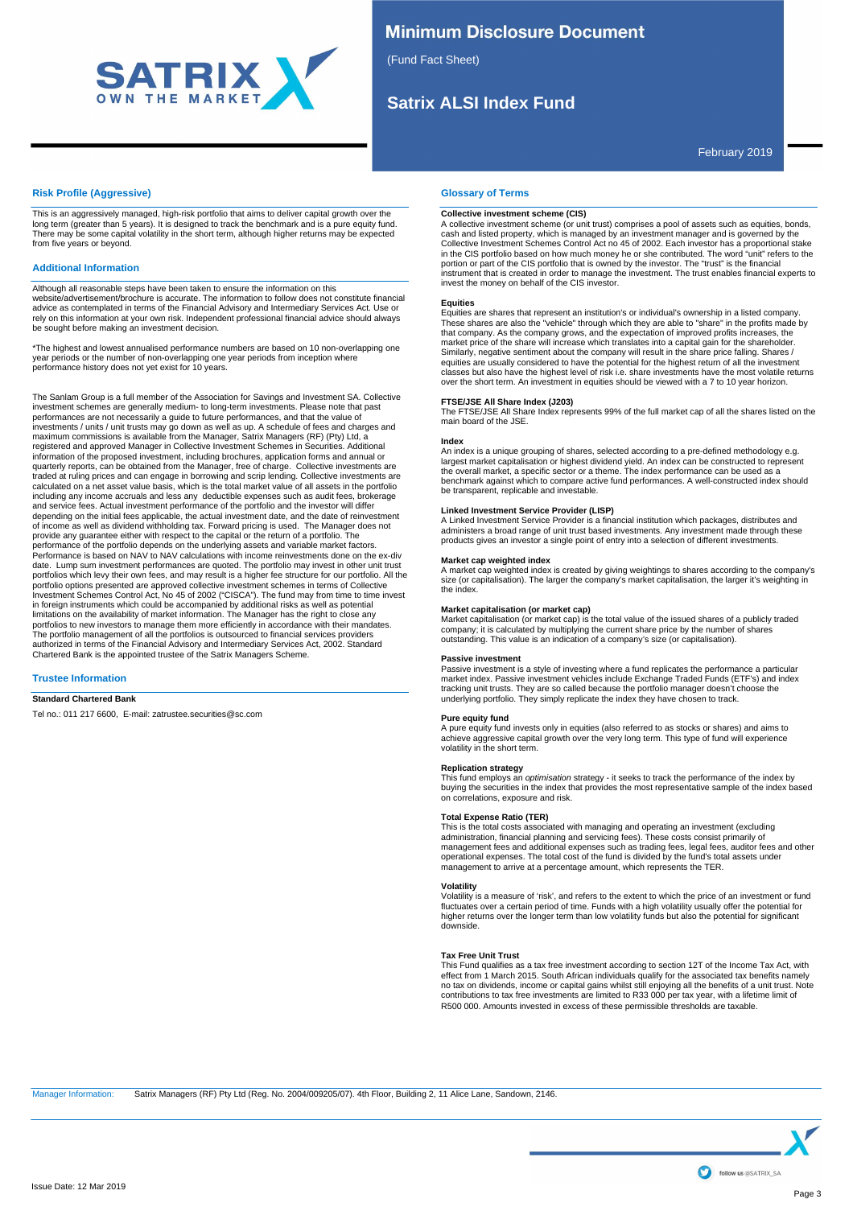# Minimum Disclosure Document

(Fund Fact Sheet)

## Satrix ALSI Index Fund

February 2019

### Risk Profile (Aggressive)

This is an aggressively managed, high-risk portfolio that aims to deliver capital growth over the long term (greater than 5 years). It is designed to track the benchmark and is a pure equity fund. There may be some capital volatility in the short term, although higher returns may be expected from five years or beyond.

### Additional Information

Although all reasonable steps have been taken to ensure the information on this website/advertisement/brochure is accurate. The information to follow does not constitute financial advice as contemplated in terms of the Financial Advisory and Intermediary Services Act. Use or rely on this information at your own risk. Independent professional financial advice should always be sought before making an investment decision.

*The highest and lowest annualised performance numbers are based on 10 non-overlapping one year periods or the number of non-overlapping one year periods from inception where performance history does not yet exist for 10 years.

The Sanlam Group is a full member of the Association for Savings and Investment SA. Collective investment schemes are generally medium- to long-term investments. Please note that past performances are not necessarily a guide to future performances, and that the value of investments / units / unit trusts may go down as well as up. A schedule of fees and charges and maximum commissions is available from the Manager, Satrix Managers (RF) (Pty) Ltd, a registered and approved Manager in Collective Investment Schemes in Securities. Additional information of the proposed investment, including brochures, application forms and annual or quarterly reports, can be obtained from the Manager, free of charge. Collective investments are traded at ruling prices and can engage in borrowing and scrip lending. Collective investments are calculated on a net asset value basis, which is the total market value of all assets in the portfolio including any income accruals and less any deductible expenses such as audit fees, brokerage and service fees. Actual investment performance of the portfolio and the investor will differ depending on the initial fees applicable, the actual investment date, and the date of reinvestment of income as well as dividend withholding tax. Forward pricing is used. The Manager does not provide any guarantee either with respect to the capital or the return of a portfolio. The performance of the portfolio depends on the underlying assets and variable market factors. Performance is based on NAV to NAV calculations with income reinvestments done on the ex-div date. Lump sum investment performances are quoted. The portfolio may invest in other unit trust portfolios which levy their own fees, and may result is a higher fee structure for our portfolio. All the portfolio options presented are approved collective investment schemes in terms of Collective Investment Schemes Control Act, No 45 of 2002 ("CISCA"). The fund may from time to time invest in foreign instruments which could be accompanied by additional risks as well as potential limitations on the availability of market information. The Manager has the right to close any portfolios to new investors to manage them more efficiently in accordance with their mandates. The portfolio management of all the portfolios is outsourced to financial services providers authorized in terms of the Financial Advisory and Intermediary Services Act, 2002. Standard Chartered Bank is the appointed trustee of the Satrix Managers Scheme.

### Trustee Information

**Standard Chartered Bank**

Tel no.: 011 217 6600, E-mail: zatrustee.securities@sc.com

### Glossary of Terms

**Collective investment scheme (CIS)**
A collective investment scheme (or unit trust) comprises a pool of assets such as equities, bonds, cash and listed property, which is managed by an investment manager and is governed by the Collective Investment Schemes Control Act no 45 of 2002. Each investor has a proportional stake in the CIS portfolio based on how much money he or she contributed. The word "unit" refers to the portion or part of the CIS portfolio that is owned by the investor. The "trust" is the financial instrument that is created in order to manage the investment. The trust enables financial experts to invest the money on behalf of the CIS investor.

**Equities**
Equities are shares that represent an institution's or individual's ownership in a listed company. These shares are also the "vehicle" through which they are able to "share" in the profits made by that company. As the company grows, and the expectation of improved profits increases, the market price of the share will increase which translates into a capital gain for the shareholder. Similarly, negative sentiment about the company will result in the share price falling. Shares / equities are usually considered to have the potential for the highest return of all the investment classes but also have the highest level of risk i.e. share investments have the most volatile returns over the short term. An investment in equities should be viewed with a 7 to 10 year horizon.

**FTSE/JSE All Share Index (J203)**
The FTSE/JSE All Share Index represents 99% of the full market cap of all the shares listed on the main board of the JSE.

**Index**
An index is a unique grouping of shares, selected according to a pre-defined methodology e.g. largest market capitalisation or highest dividend yield. An index can be constructed to represent the overall market, a specific sector or a theme. The index performance can be used as a benchmark against which to compare active fund performances. A well-constructed index should be transparent, replicable and investable.

**Linked Investment Service Provider (LISP)**
A Linked Investment Service Provider is a financial institution which packages, distributes and administers a broad range of unit trust based investments. Any investment made through these products gives an investor a single point of entry into a selection of different investments.

**Market cap weighted index**
A market cap weighted index is created by giving weightings to shares according to the company's size (or capitalisation). The larger the company's market capitalisation, the larger it's weighting in the index.

**Market capitalisation (or market cap)**
Market capitalisation (or market cap) is the total value of the issued shares of a publicly traded company; it is calculated by multiplying the current share price by the number of shares outstanding. This value is an indication of a company's size (or capitalisation).

**Passive investment**
Passive investment is a style of investing where a fund replicates the performance a particular market index. Passive investment vehicles include Exchange Traded Funds (ETF's) and index tracking unit trusts. They are so called because the portfolio manager doesn't choose the underlying portfolio. They simply replicate the index they have chosen to track.

**Pure equity fund**
A pure equity fund invests only in equities (also referred to as stocks or shares) and aims to achieve aggressive capital growth over the very long term. This type of fund will experience volatility in the short term.

**Replication strategy**
This fund employs an *optimisation* strategy - it seeks to track the performance of the index by buying the securities in the index that provides the most representative sample of the index based on correlations, exposure and risk.

**Total Expense Ratio (TER)**
This is the total costs associated with managing and operating an investment (excluding administration, financial planning and servicing fees). These costs consist primarily of management fees and additional expenses such as trading fees, legal fees, auditor fees and other operational expenses. The total cost of the fund is divided by the fund's total assets under management to arrive at a percentage amount, which represents the TER.

**Volatility**
Volatility is a measure of 'risk', and refers to the extent to which the price of an investment or fund fluctuates over a certain period of time. Funds with a high volatility usually offer the potential for higher returns over the longer term than low volatility funds but also the potential for significant downside.

**Tax Free Unit Trust**
This Fund qualifies as a tax free investment according to section 12T of the Income Tax Act, with effect from 1 March 2015. South African individuals qualify for the associated tax benefits namely no tax on dividends, income or capital gains whilst still enjoying all the benefits of a unit trust. Note contributions to tax free investments are limited to R33 000 per tax year, with a lifetime limit of R500 000. Amounts invested in excess of these permissible thresholds are taxable.

Manager Information: Satrix Managers (RF) Pty Ltd (Reg. No. 2004/009205/07). 4th Floor, Building 2, 11 Alice Lane, Sandown, 2146.

follow us @SATRIX_SA

Issue Date: 12 Mar 2019